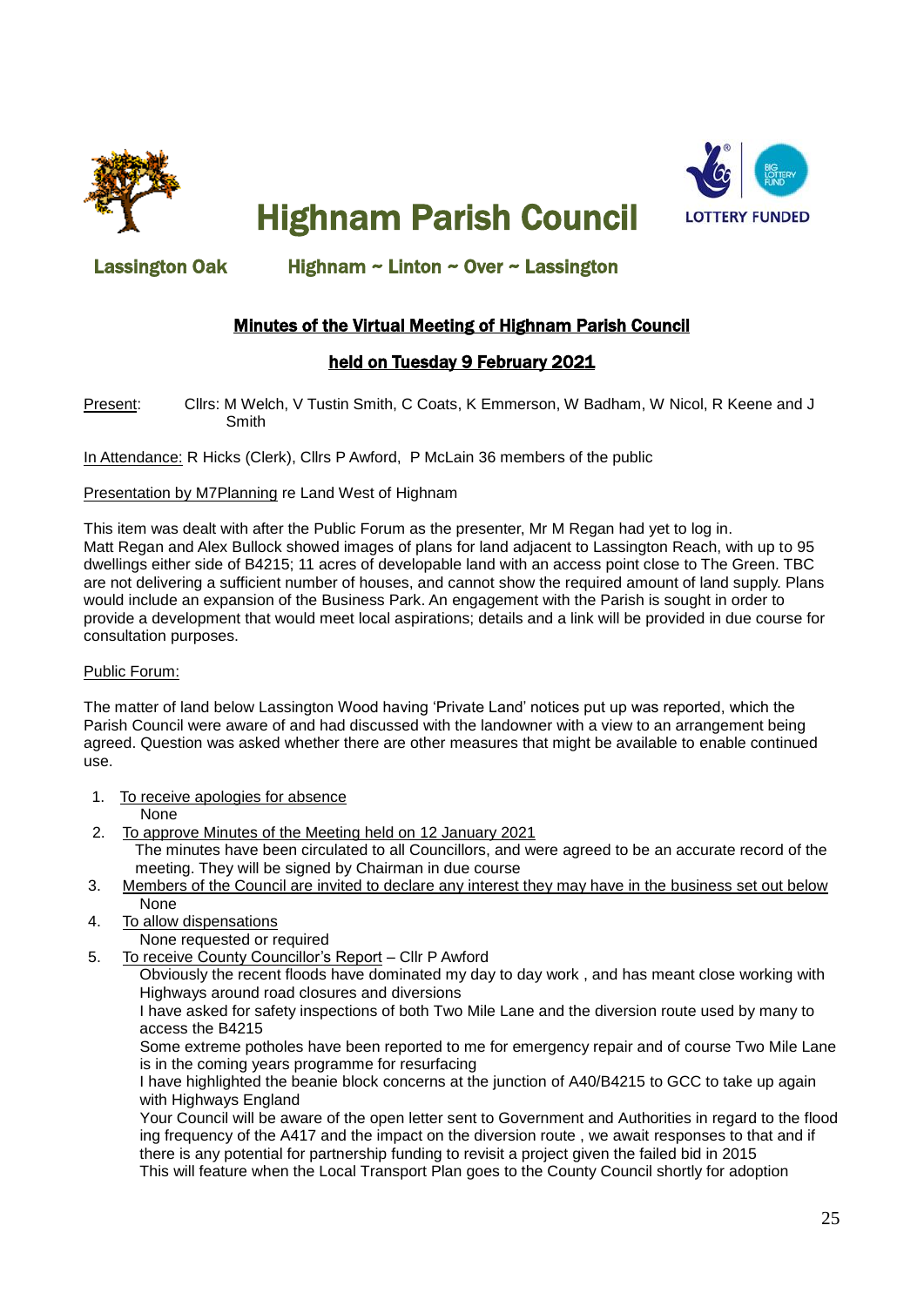# Highnam Parish Council

LOTTERY FUNDED

**Lassington Oak** **Highnam ~ Linton ~ Over ~ Lassington**

## Minutes of the Virtual Meeting of Highnam Parish Council

## held on Tuesday 9 February 2021

Present: Cllrs: M Welch, V Tustin Smith, C Coats, K Emmerson, W Badham, W Nicol, R Keene and J Smith

In Attendance: R Hicks (Clerk), Cllrs P Awford, P McLain 36 members of the public

Presentation by M7Planning re Land West of Highnam

This item was dealt with after the Public Forum as the presenter, Mr M Regan had yet to log in.
Matt Regan and Alex Bullock showed images of plans for land adjacent to Lassington Reach, with up to 95 dwellings either side of B4215; 11 acres of developable land with an access point close to The Green. TBC are not delivering a sufficient number of houses, and cannot show the required amount of land supply. Plans would include an expansion of the Business Park. An engagement with the Parish is sought in order to provide a development that would meet local aspirations; details and a link will be provided in due course for consultation purposes.

Public Forum:

The matter of land below Lassington Wood having 'Private Land' notices put up was reported, which the Parish Council were aware of and had discussed with the landowner with a view to an arrangement being agreed. Question was asked whether there are other measures that might be available to enable continued use.

1. To receive apologies for absence
   None
2. To approve Minutes of the Meeting held on 12 January 2021
   The minutes have been circulated to all Councillors, and were agreed to be an accurate record of the meeting. They will be signed by Chairman in due course
3. Members of the Council are invited to declare any interest they may have in the business set out below
   None
4. To allow dispensations
   None requested or required
5. To receive County Councillor's Report – Cllr P Awford
   Obviously the recent floods have dominated my day to day work , and has meant close working with Highways around road closures and diversions
   I have asked for safety inspections of both Two Mile Lane and the diversion route used by many to access the B4215
   Some extreme potholes have been reported to me for emergency repair and of course Two Mile Lane is in the coming years programme for resurfacing
   I have highlighted the beanie block concerns at the junction of A40/B4215 to GCC to take up again with Highways England
   Your Council will be aware of the open letter sent to Government and Authorities in regard to the flood ing frequency of the A417 and the impact on the diversion route , we await responses to that and if there is any potential for partnership funding to revisit a project given the failed bid in 2015
   This will feature when the Local Transport Plan goes to the County Council shortly for adoption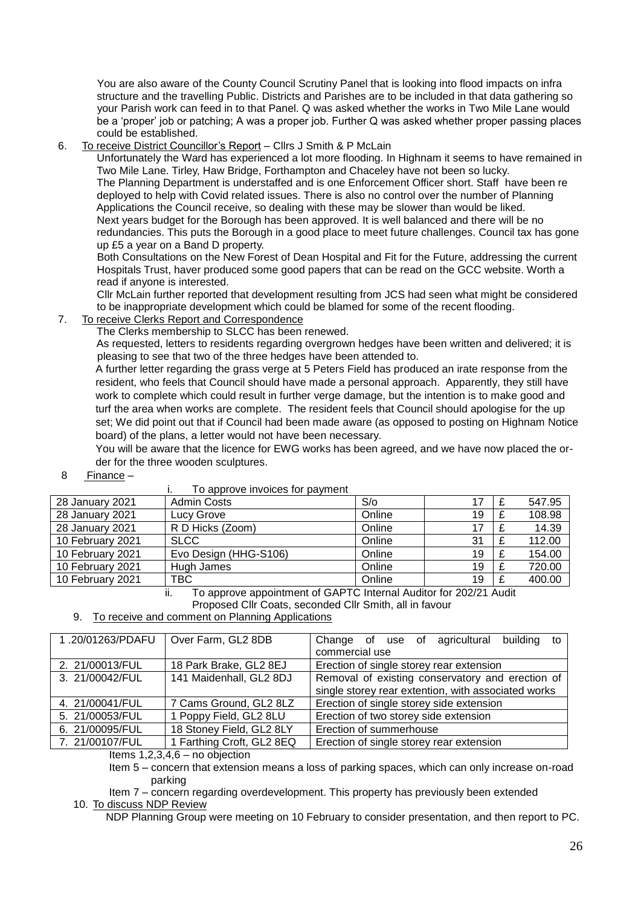You are also aware of the County Council Scrutiny Panel that is looking into flood impacts on infra structure and the travelling Public. Districts and Parishes are to be included in that data gathering so your Parish work can feed in to that Panel. Q was asked whether the works in Two Mile Lane would be a 'proper' job or patching; A was a proper job. Further Q was asked whether proper passing places could be established.

6. <u>To receive District Councillor's Report</u> – Cllrs J Smith & P McLain

   Unfortunately the Ward has experienced a lot more flooding. In Highnam it seems to have remained in Two Mile Lane. Tirley, Haw Bridge, Forthampton and Chaceley have not been so lucky.
   The Planning Department is understaffed and is one Enforcement Officer short. Staff have been re deployed to help with Covid related issues. There is also no control over the number of Planning Applications the Council receive, so dealing with these may be slower than would be liked.
   Next years budget for the Borough has been approved. It is well balanced and there will be no redundancies. This puts the Borough in a good place to meet future challenges. Council tax has gone up £5 a year on a Band D property.
   Both Consultations on the New Forest of Dean Hospital and Fit for the Future, addressing the current Hospitals Trust, haver produced some good papers that can be read on the GCC website. Worth a read if anyone is interested.
   Cllr McLain further reported that development resulting from JCS had seen what might be considered to be inappropriate development which could be blamed for some of the recent flooding.

7. <u>To receive Clerks Report and Correspondence</u>

   The Clerks membership to SLCC has been renewed.
   As requested, letters to residents regarding overgrown hedges have been written and delivered; it is pleasing to see that two of the three hedges have been attended to.
   A further letter regarding the grass verge at 5 Peters Field has produced an irate response from the resident, who feels that Council should have made a personal approach. Apparently, they still have work to complete which could result in further verge damage, but the intention is to make good and turf the area when works are complete. The resident feels that Council should apologise for the up set; We did point out that if Council had been made aware (as opposed to posting on Highnam Notice board) of the plans, a letter would not have been necessary.
   You will be aware that the licence for EWG works has been agreed, and we have now placed the order for the three wooden sculptures.

8. <u>Finance</u> –

   i. To approve invoices for payment

| | | | | |
|---|---|---|---|---|
| 28 January 2021 | Admin Costs | S/o | 17 | £ 547.95 |
| 28 January 2021 | Lucy Grove | Online | 19 | £ 108.98 |
| 28 January 2021 | R D Hicks (Zoom) | Online | 17 | £ 14.39 |
| 10 February 2021 | SLCC | Online | 31 | £ 112.00 |
| 10 February 2021 | Evo Design (HHG-S106) | Online | 19 | £ 154.00 |
| 10 February 2021 | Hugh James | Online | 19 | £ 720.00 |
| 10 February 2021 | TBC | Online | 19 | £ 400.00 |

   ii. To approve appointment of GAPTC Internal Auditor for 202/21 Audit
   Proposed Cllr Coats, seconded Cllr Smith, all in favour

9. <u>To receive and comment on Planning Applications</u>

| | | |
|---|---|---|
| 1 .20/01263/PDAFU | Over Farm, GL2 8DB | Change of use of agricultural building to commercial use |
| 2. 21/00013/FUL | 18 Park Brake, GL2 8EJ | Erection of single storey rear extension |
| 3. 21/00042/FUL | 141 Maidenhall, GL2 8DJ | Removal of existing conservatory and erection of single storey rear extention, with associated works |
| 4. 21/00041/FUL | 7 Cams Ground, GL2 8LZ | Erection of single storey side extension |
| 5. 21/00053/FUL | 1 Poppy Field, GL2 8LU | Erection of two storey side extension |
| 6. 21/00095/FUL | 18 Stoney Field, GL2 8LY | Erection of summerhouse |
| 7. 21/00107/FUL | 1 Farthing Croft, GL2 8EQ | Erection of single storey rear extension |

   Items 1,2,3,4,6 – no objection
   Item 5 – concern that extension means a loss of parking spaces, which can only increase on-road parking
   Item 7 – concern regarding overdevelopment. This property has previously been extended

10. <u>To discuss NDP Review</u>

   NDP Planning Group were meeting on 10 February to consider presentation, and then report to PC.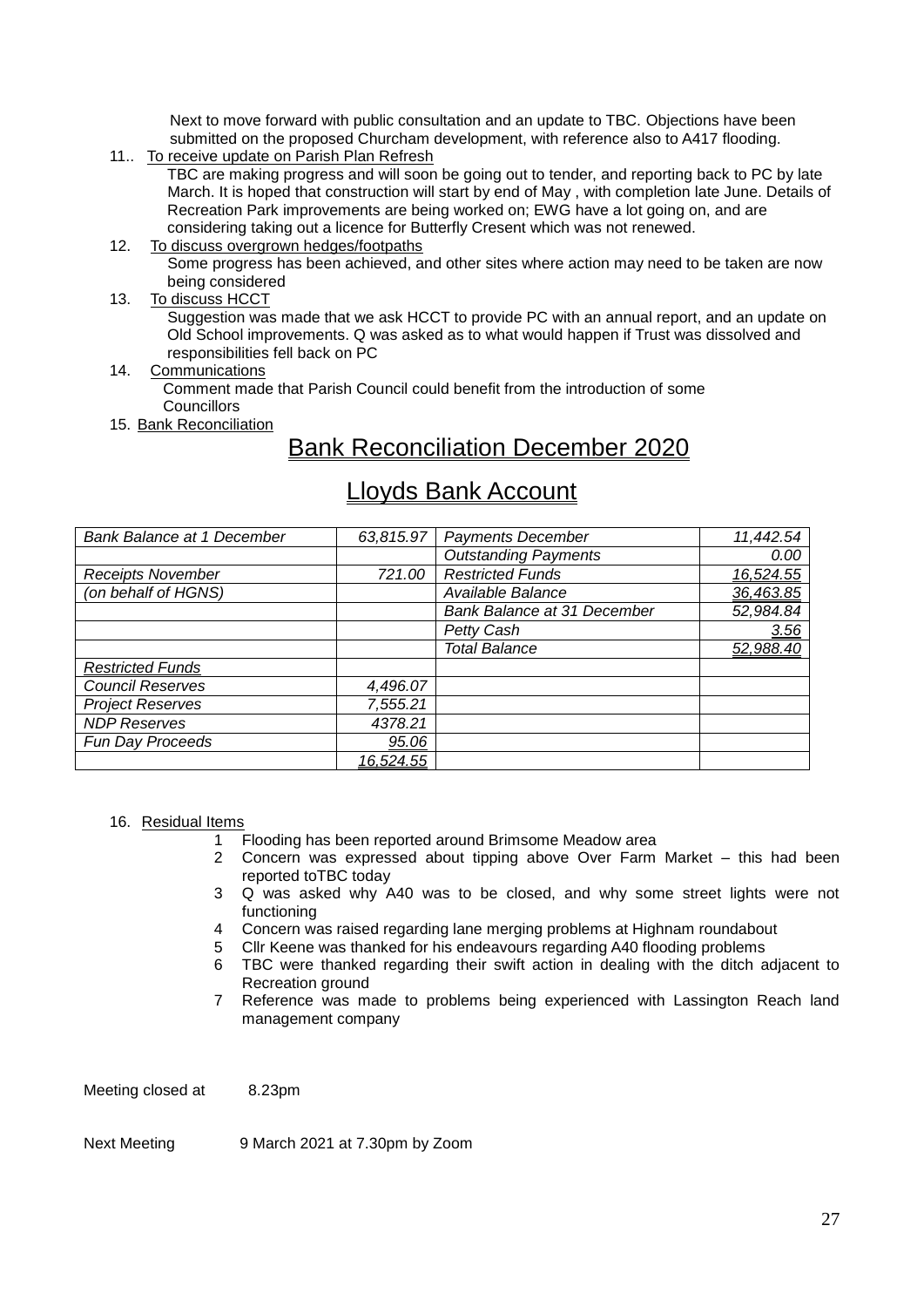Next to move forward with public consultation and an update to TBC. Objections have been submitted on the proposed Churcham development, with reference also to A417 flooding.

11.. To receive update on Parish Plan Refresh

TBC are making progress and will soon be going out to tender, and reporting back to PC by late March. It is hoped that construction will start by end of May , with completion late June. Details of Recreation Park improvements are being worked on; EWG have a lot going on, and are considering taking out a licence for Butterfly Cresent which was not renewed.

12. To discuss overgrown hedges/footpaths

Some progress has been achieved, and other sites where action may need to be taken are now being considered

13. To discuss HCCT

Suggestion was made that we ask HCCT to provide PC with an annual report, and an update on Old School improvements. Q was asked as to what would happen if Trust was dissolved and responsibilities fell back on PC

14. Communications

Comment made that Parish Council could benefit from the introduction of some Councillors

15. Bank Reconciliation

## Bank Reconciliation December 2020

## Lloyds Bank Account

| *Bank Balance at 1 December* | *63,815.97* | *Payments December* | *11,442.54* |
|---|---|---|---|
| | | *Outstanding Payments* | *0.00* |
| *Receipts November* | *721.00* | *Restricted Funds* | *16,524.55* |
| *(on behalf of HGNS)* | | *Available Balance* | *36,463.85* |
| | | *Bank Balance at 31 December* | *52,984.84* |
| | | *Petty Cash* | *3.56* |
| | | *Total Balance* | *52,988.40* |
| *Restricted Funds* | | | |
| *Council Reserves* | *4,496.07* | | |
| *Project Reserves* | *7,555.21* | | |
| *NDP Reserves* | *4378.21* | | |
| *Fun Day Proceeds* | *95.06* | | |
| | *16,524.55* | | |

16. Residual Items

1. Flooding has been reported around Brimsome Meadow area
2. Concern was expressed about tipping above Over Farm Market – this had been reported toTBC today
3. Q was asked why A40 was to be closed, and why some street lights were not functioning
4. Concern was raised regarding lane merging problems at Highnam roundabout
5. Cllr Keene was thanked for his endeavours regarding A40 flooding problems
6. TBC were thanked regarding their swift action in dealing with the ditch adjacent to Recreation ground
7. Reference was made to problems being experienced with Lassington Reach land management company

Meeting closed at 8.23pm

Next Meeting 9 March 2021 at 7.30pm by Zoom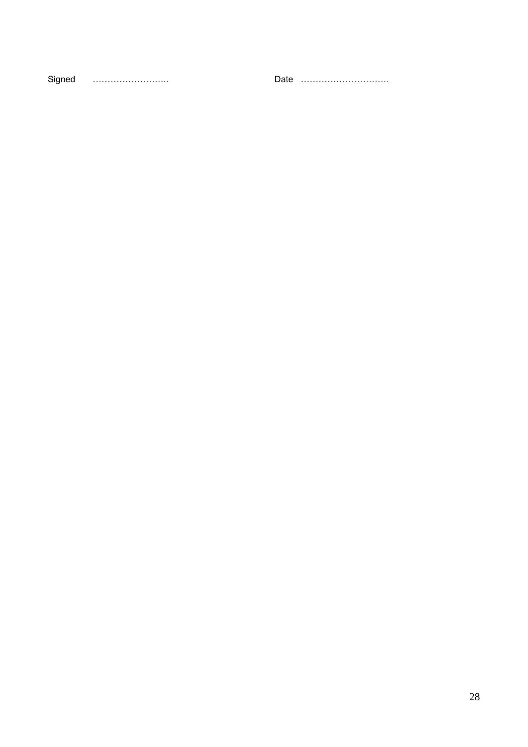Signed ……………………..  Date …………………………